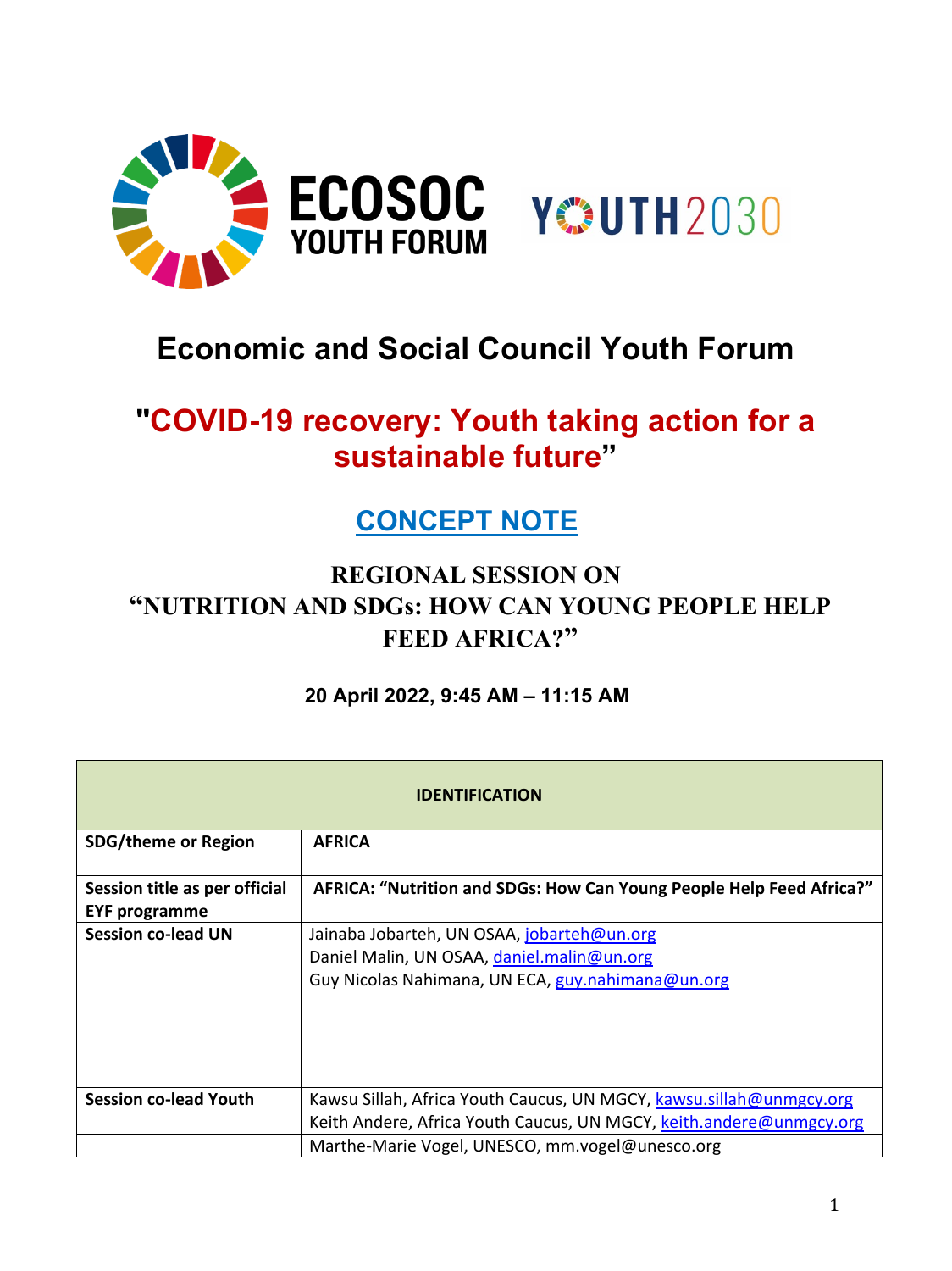# Economic and Social Council Youth Forum

## "COVID-19 recovery: Youth taking action for a sustainable future"

## CONCEPT NOTE

### REGIONAL SESSION ON "NUTRITION AND SDGs: HOW CAN YOUNG PEOPLE HELP FEED AFRICA?"

**20 April 2022, 9:45 AM – 11:15 AM**

| IDENTIFICATION | |
|---|---|
| **SDG/theme or Region** | **AFRICA** |
| **Session title as per official EYF programme** | **AFRICA: "Nutrition and SDGs: How Can Young People Help Feed Africa?"** |
| **Session co-lead UN** | Jainaba Jobarteh, UN OSAA, jobarteh@un.org<br>Daniel Malin, UN OSAA, daniel.malin@un.org<br>Guy Nicolas Nahimana, UN ECA, guy.nahimana@un.org |
| **Session co-lead Youth** | Kawsu Sillah, Africa Youth Caucus, UN MGCY, kawsu.sillah@unmgcy.org<br>Keith Andere, Africa Youth Caucus, UN MGCY, keith.andere@unmgcy.org |
| | Marthe-Marie Vogel, UNESCO, mm.vogel@unesco.org |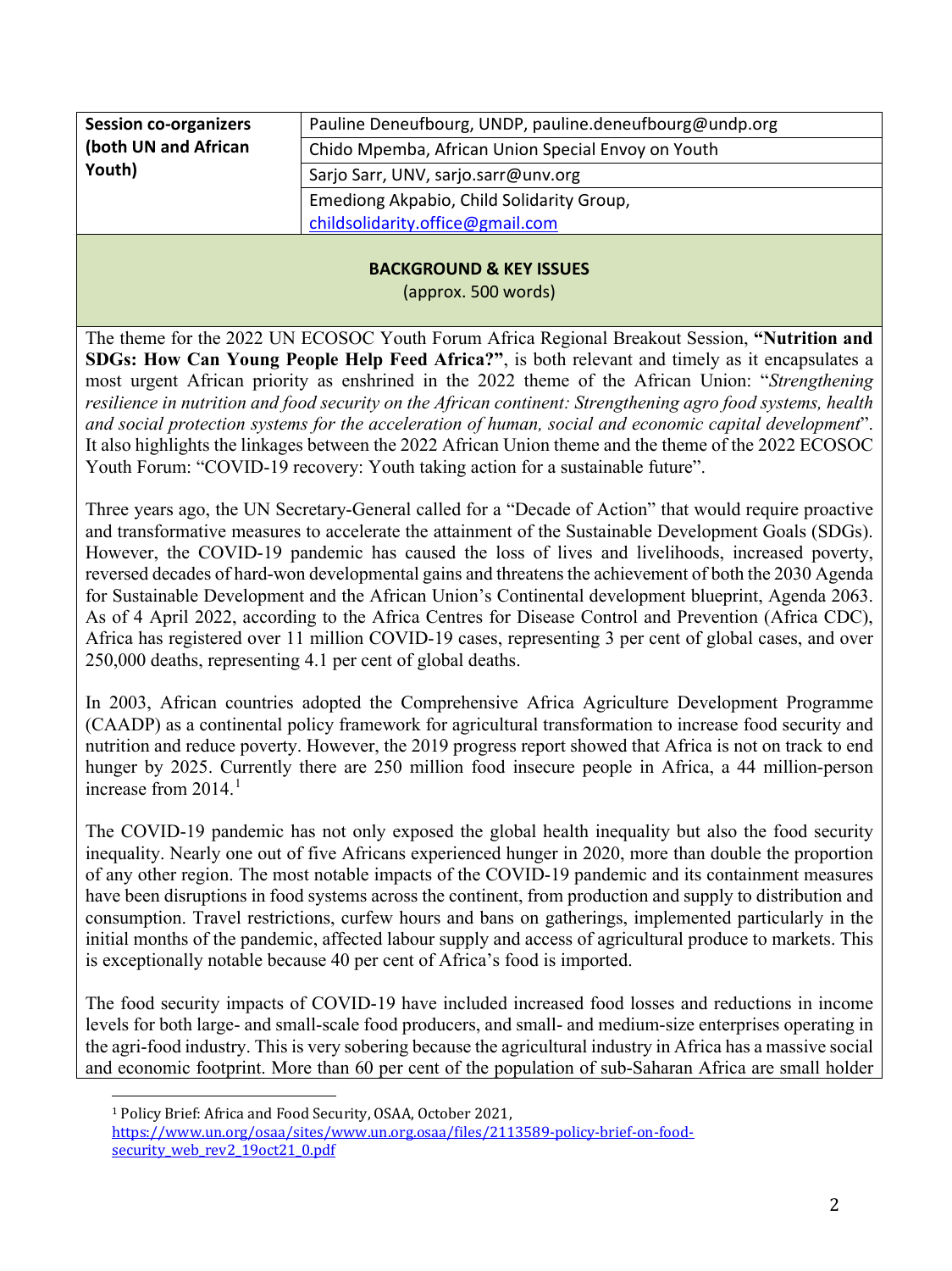| Session co-organizers (both UN and African Youth) | Pauline Deneufbourg, UNDP, pauline.deneufbourg@undp.org |
|---|---|
| | Chido Mpemba, African Union Special Envoy on Youth |
| | Sarjo Sarr, UNV, sarjo.sarr@unv.org |
| | Emediong Akpabio, Child Solidarity Group, childsolidarity.office@gmail.com |

## BACKGROUND & KEY ISSUES

(approx. 500 words)

The theme for the 2022 UN ECOSOC Youth Forum Africa Regional Breakout Session, **"Nutrition and SDGs: How Can Young People Help Feed Africa?"**, is both relevant and timely as it encapsulates a most urgent African priority as enshrined in the 2022 theme of the African Union: "*Strengthening resilience in nutrition and food security on the African continent: Strengthening agro food systems, health and social protection systems for the acceleration of human, social and economic capital development*". It also highlights the linkages between the 2022 African Union theme and the theme of the 2022 ECOSOC Youth Forum: "COVID-19 recovery: Youth taking action for a sustainable future".

Three years ago, the UN Secretary-General called for a "Decade of Action" that would require proactive and transformative measures to accelerate the attainment of the Sustainable Development Goals (SDGs). However, the COVID-19 pandemic has caused the loss of lives and livelihoods, increased poverty, reversed decades of hard-won developmental gains and threatens the achievement of both the 2030 Agenda for Sustainable Development and the African Union's Continental development blueprint, Agenda 2063. As of 4 April 2022, according to the Africa Centres for Disease Control and Prevention (Africa CDC), Africa has registered over 11 million COVID-19 cases, representing 3 per cent of global cases, and over 250,000 deaths, representing 4.1 per cent of global deaths.

In 2003, African countries adopted the Comprehensive Africa Agriculture Development Programme (CAADP) as a continental policy framework for agricultural transformation to increase food security and nutrition and reduce poverty. However, the 2019 progress report showed that Africa is not on track to end hunger by 2025. Currently there are 250 million food insecure people in Africa, a 44 million-person increase from 2014.[1]

The COVID-19 pandemic has not only exposed the global health inequality but also the food security inequality. Nearly one out of five Africans experienced hunger in 2020, more than double the proportion of any other region. The most notable impacts of the COVID-19 pandemic and its containment measures have been disruptions in food systems across the continent, from production and supply to distribution and consumption. Travel restrictions, curfew hours and bans on gatherings, implemented particularly in the initial months of the pandemic, affected labour supply and access of agricultural produce to markets. This is exceptionally notable because 40 per cent of Africa's food is imported.

The food security impacts of COVID-19 have included increased food losses and reductions in income levels for both large- and small-scale food producers, and small- and medium-size enterprises operating in the agri-food industry. This is very sobering because the agricultural industry in Africa has a massive social and economic footprint. More than 60 per cent of the population of sub-Saharan Africa are small holder

[1] Policy Brief: Africa and Food Security, OSAA, October 2021, https://www.un.org/osaa/sites/www.un.org.osaa/files/2113589-policy-brief-on-food-security_web_rev2_19oct21_0.pdf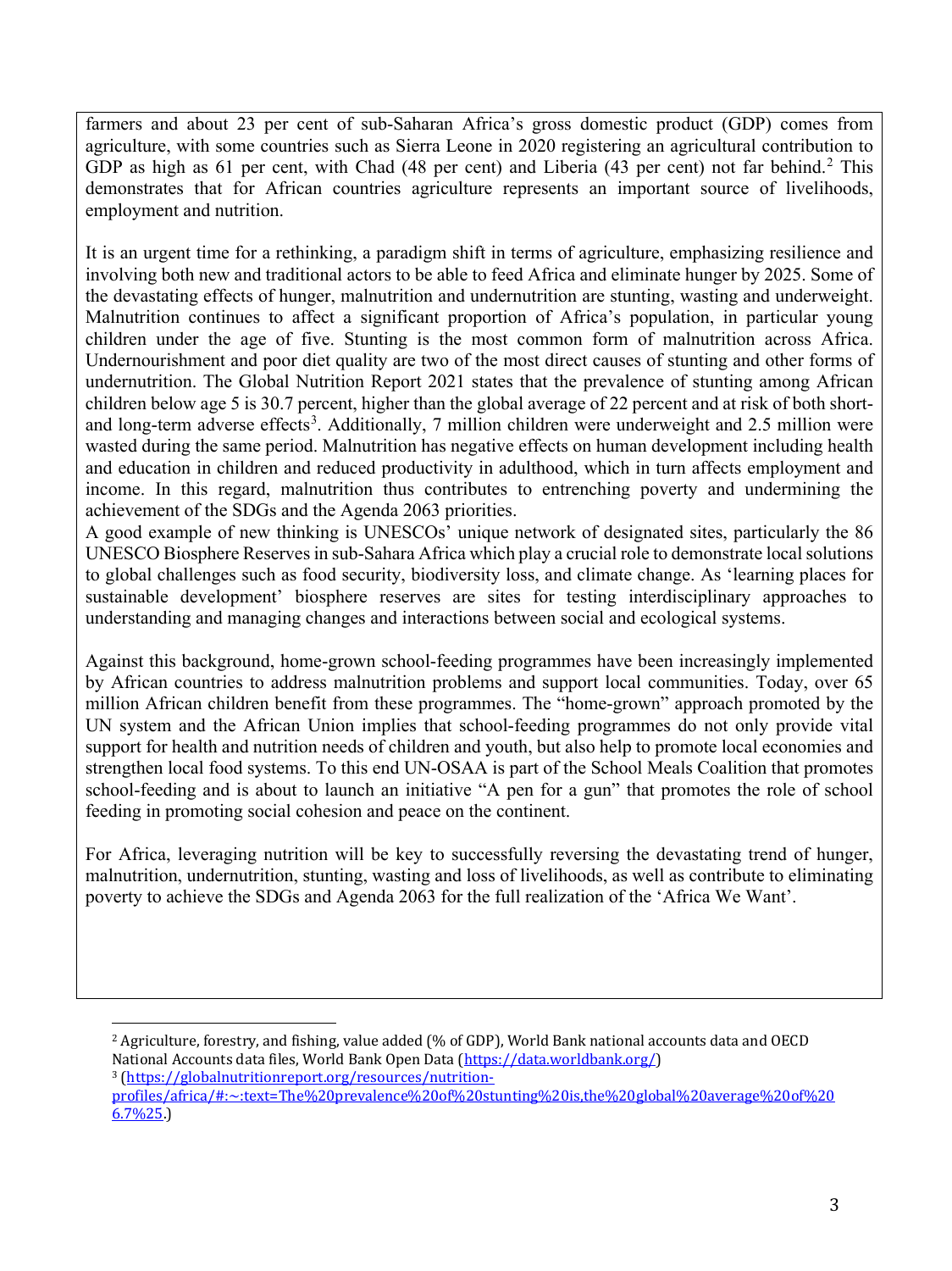farmers and about 23 per cent of sub-Saharan Africa's gross domestic product (GDP) comes from agriculture, with some countries such as Sierra Leone in 2020 registering an agricultural contribution to GDP as high as 61 per cent, with Chad (48 per cent) and Liberia (43 per cent) not far behind.[2] This demonstrates that for African countries agriculture represents an important source of livelihoods, employment and nutrition.

It is an urgent time for a rethinking, a paradigm shift in terms of agriculture, emphasizing resilience and involving both new and traditional actors to be able to feed Africa and eliminate hunger by 2025. Some of the devastating effects of hunger, malnutrition and undernutrition are stunting, wasting and underweight. Malnutrition continues to affect a significant proportion of Africa's population, in particular young children under the age of five. Stunting is the most common form of malnutrition across Africa. Undernourishment and poor diet quality are two of the most direct causes of stunting and other forms of undernutrition. The Global Nutrition Report 2021 states that the prevalence of stunting among African children below age 5 is 30.7 percent, higher than the global average of 22 percent and at risk of both short- and long-term adverse effects[3]. Additionally, 7 million children were underweight and 2.5 million were wasted during the same period. Malnutrition has negative effects on human development including health and education in children and reduced productivity in adulthood, which in turn affects employment and income. In this regard, malnutrition thus contributes to entrenching poverty and undermining the achievement of the SDGs and the Agenda 2063 priorities.

A good example of new thinking is UNESCOs' unique network of designated sites, particularly the 86 UNESCO Biosphere Reserves in sub-Sahara Africa which play a crucial role to demonstrate local solutions to global challenges such as food security, biodiversity loss, and climate change. As 'learning places for sustainable development' biosphere reserves are sites for testing interdisciplinary approaches to understanding and managing changes and interactions between social and ecological systems.

Against this background, home-grown school-feeding programmes have been increasingly implemented by African countries to address malnutrition problems and support local communities. Today, over 65 million African children benefit from these programmes. The "home-grown" approach promoted by the UN system and the African Union implies that school-feeding programmes do not only provide vital support for health and nutrition needs of children and youth, but also help to promote local economies and strengthen local food systems. To this end UN-OSAA is part of the School Meals Coalition that promotes school-feeding and is about to launch an initiative "A pen for a gun" that promotes the role of school feeding in promoting social cohesion and peace on the continent.

For Africa, leveraging nutrition will be key to successfully reversing the devastating trend of hunger, malnutrition, undernutrition, stunting, wasting and loss of livelihoods, as well as contribute to eliminating poverty to achieve the SDGs and Agenda 2063 for the full realization of the 'Africa We Want'.

---

[2] Agriculture, forestry, and fishing, value added (% of GDP), World Bank national accounts data and OECD National Accounts data files, World Bank Open Data (https://data.worldbank.org/)

[3] (https://globalnutritionreport.org/resources/nutrition-profiles/africa/#:~:text=The%20prevalence%20of%20stunting%20is,the%20global%20average%20of%206.7%25.)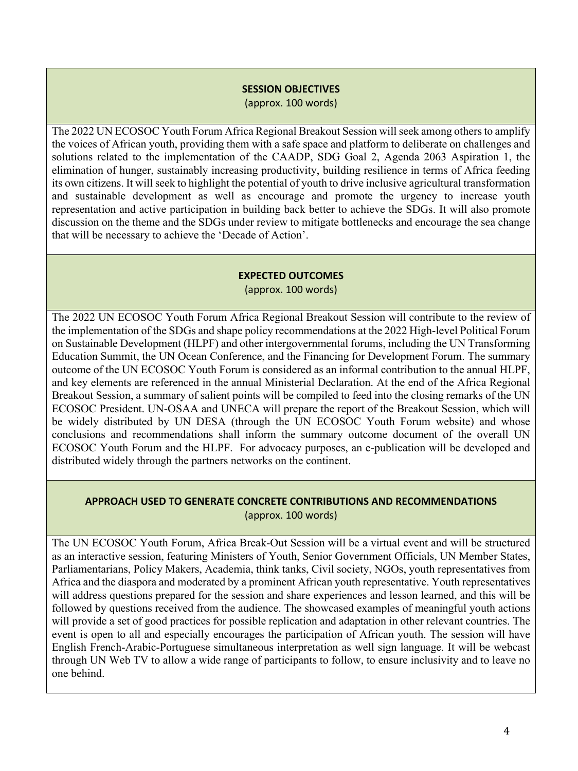**SESSION OBJECTIVES**
(approx. 100 words)

The 2022 UN ECOSOC Youth Forum Africa Regional Breakout Session will seek among others to amplify the voices of African youth, providing them with a safe space and platform to deliberate on challenges and solutions related to the implementation of the CAADP, SDG Goal 2, Agenda 2063 Aspiration 1, the elimination of hunger, sustainably increasing productivity, building resilience in terms of Africa feeding its own citizens. It will seek to highlight the potential of youth to drive inclusive agricultural transformation and sustainable development as well as encourage and promote the urgency to increase youth representation and active participation in building back better to achieve the SDGs. It will also promote discussion on the theme and the SDGs under review to mitigate bottlenecks and encourage the sea change that will be necessary to achieve the 'Decade of Action'.

**EXPECTED OUTCOMES**
(approx. 100 words)

The 2022 UN ECOSOC Youth Forum Africa Regional Breakout Session will contribute to the review of the implementation of the SDGs and shape policy recommendations at the 2022 High-level Political Forum on Sustainable Development (HLPF) and other intergovernmental forums, including the UN Transforming Education Summit, the UN Ocean Conference, and the Financing for Development Forum. The summary outcome of the UN ECOSOC Youth Forum is considered as an informal contribution to the annual HLPF, and key elements are referenced in the annual Ministerial Declaration. At the end of the Africa Regional Breakout Session, a summary of salient points will be compiled to feed into the closing remarks of the UN ECOSOC President. UN-OSAA and UNECA will prepare the report of the Breakout Session, which will be widely distributed by UN DESA (through the UN ECOSOC Youth Forum website) and whose conclusions and recommendations shall inform the summary outcome document of the overall UN ECOSOC Youth Forum and the HLPF. For advocacy purposes, an e-publication will be developed and distributed widely through the partners networks on the continent.

**APPROACH USED TO GENERATE CONCRETE CONTRIBUTIONS AND RECOMMENDATIONS**
(approx. 100 words)

The UN ECOSOC Youth Forum, Africa Break-Out Session will be a virtual event and will be structured as an interactive session, featuring Ministers of Youth, Senior Government Officials, UN Member States, Parliamentarians, Policy Makers, Academia, think tanks, Civil society, NGOs, youth representatives from Africa and the diaspora and moderated by a prominent African youth representative. Youth representatives will address questions prepared for the session and share experiences and lesson learned, and this will be followed by questions received from the audience. The showcased examples of meaningful youth actions will provide a set of good practices for possible replication and adaptation in other relevant countries. The event is open to all and especially encourages the participation of African youth. The session will have English French-Arabic-Portuguese simultaneous interpretation as well sign language. It will be webcast through UN Web TV to allow a wide range of participants to follow, to ensure inclusivity and to leave no one behind.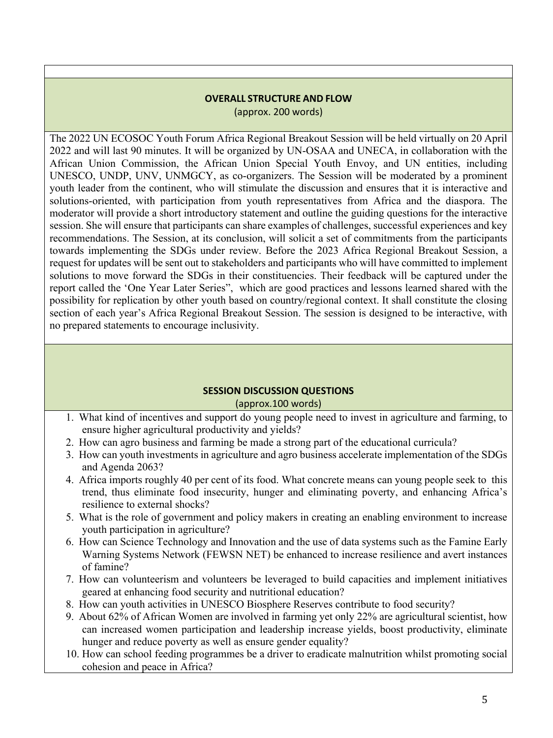### OVERALL STRUCTURE AND FLOW

(approx. 200 words)

The 2022 UN ECOSOC Youth Forum Africa Regional Breakout Session will be held virtually on 20 April 2022 and will last 90 minutes. It will be organized by UN-OSAA and UNECA, in collaboration with the African Union Commission, the African Union Special Youth Envoy, and UN entities, including UNESCO, UNDP, UNV, UNMGCY, as co-organizers. The Session will be moderated by a prominent youth leader from the continent, who will stimulate the discussion and ensures that it is interactive and solutions-oriented, with participation from youth representatives from Africa and the diaspora. The moderator will provide a short introductory statement and outline the guiding questions for the interactive session. She will ensure that participants can share examples of challenges, successful experiences and key recommendations. The Session, at its conclusion, will solicit a set of commitments from the participants towards implementing the SDGs under review. Before the 2023 Africa Regional Breakout Session, a request for updates will be sent out to stakeholders and participants who will have committed to implement solutions to move forward the SDGs in their constituencies. Their feedback will be captured under the report called the 'One Year Later Series", which are good practices and lessons learned shared with the possibility for replication by other youth based on country/regional context. It shall constitute the closing section of each year's Africa Regional Breakout Session. The session is designed to be interactive, with no prepared statements to encourage inclusivity.

### SESSION DISCUSSION QUESTIONS

(approx.100 words)

1. What kind of incentives and support do young people need to invest in agriculture and farming, to ensure higher agricultural productivity and yields?
2. How can agro business and farming be made a strong part of the educational curricula?
3. How can youth investments in agriculture and agro business accelerate implementation of the SDGs and Agenda 2063?
4. Africa imports roughly 40 per cent of its food. What concrete means can young people seek to this trend, thus eliminate food insecurity, hunger and eliminating poverty, and enhancing Africa's resilience to external shocks?
5. What is the role of government and policy makers in creating an enabling environment to increase youth participation in agriculture?
6. How can Science Technology and Innovation and the use of data systems such as the Famine Early Warning Systems Network (FEWSN NET) be enhanced to increase resilience and avert instances of famine?
7. How can volunteerism and volunteers be leveraged to build capacities and implement initiatives geared at enhancing food security and nutritional education?
8. How can youth activities in UNESCO Biosphere Reserves contribute to food security?
9. About 62% of African Women are involved in farming yet only 22% are agricultural scientist, how can increased women participation and leadership increase yields, boost productivity, eliminate hunger and reduce poverty as well as ensure gender equality?
10. How can school feeding programmes be a driver to eradicate malnutrition whilst promoting social cohesion and peace in Africa?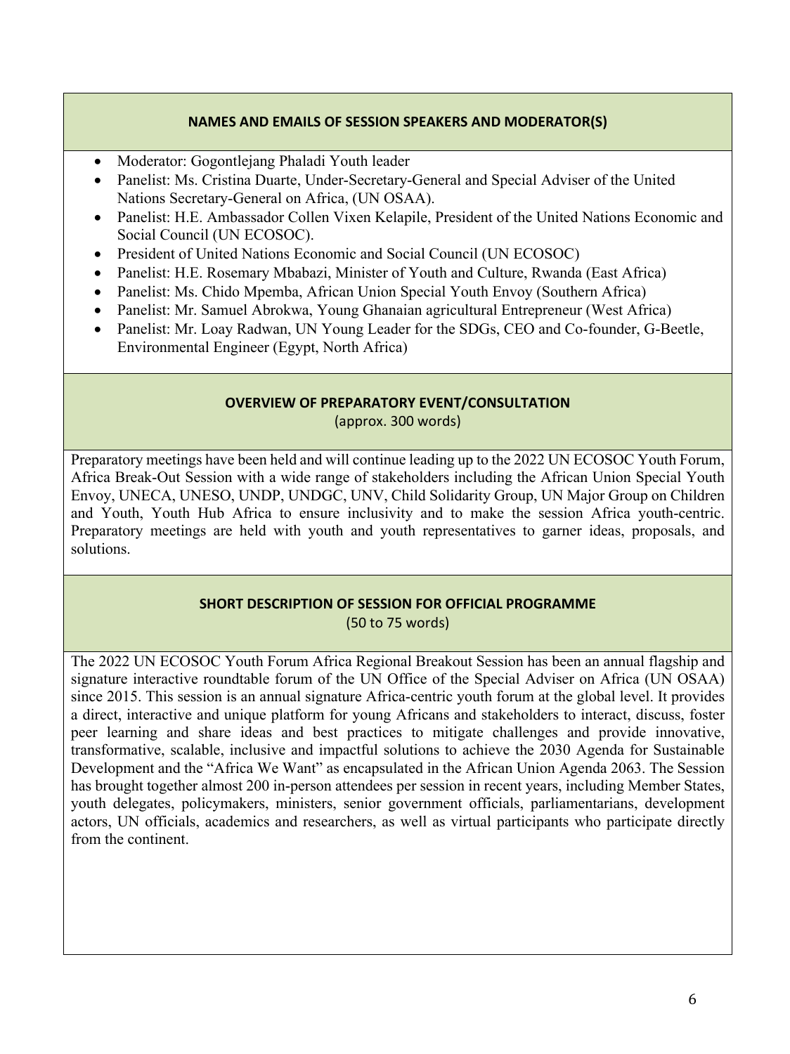### NAMES AND EMAILS OF SESSION SPEAKERS AND MODERATOR(S)

- Moderator: Gogontlejang Phaladi Youth leader
- Panelist: Ms. Cristina Duarte, Under-Secretary-General and Special Adviser of the United Nations Secretary-General on Africa, (UN OSAA).
- Panelist: H.E. Ambassador Collen Vixen Kelapile, President of the United Nations Economic and Social Council (UN ECOSOC).
- President of United Nations Economic and Social Council (UN ECOSOC)
- Panelist: H.E. Rosemary Mbabazi, Minister of Youth and Culture, Rwanda (East Africa)
- Panelist: Ms. Chido Mpemba, African Union Special Youth Envoy (Southern Africa)
- Panelist: Mr. Samuel Abrokwa, Young Ghanaian agricultural Entrepreneur (West Africa)
- Panelist: Mr. Loay Radwan, UN Young Leader for the SDGs, CEO and Co-founder, G-Beetle, Environmental Engineer (Egypt, North Africa)

### OVERVIEW OF PREPARATORY EVENT/CONSULTATION

(approx. 300 words)

Preparatory meetings have been held and will continue leading up to the 2022 UN ECOSOC Youth Forum, Africa Break-Out Session with a wide range of stakeholders including the African Union Special Youth Envoy, UNECA, UNESO, UNDP, UNDGC, UNV, Child Solidarity Group, UN Major Group on Children and Youth, Youth Hub Africa to ensure inclusivity and to make the session Africa youth-centric. Preparatory meetings are held with youth and youth representatives to garner ideas, proposals, and solutions.

### SHORT DESCRIPTION OF SESSION FOR OFFICIAL PROGRAMME

(50 to 75 words)

The 2022 UN ECOSOC Youth Forum Africa Regional Breakout Session has been an annual flagship and signature interactive roundtable forum of the UN Office of the Special Adviser on Africa (UN OSAA) since 2015. This session is an annual signature Africa-centric youth forum at the global level. It provides a direct, interactive and unique platform for young Africans and stakeholders to interact, discuss, foster peer learning and share ideas and best practices to mitigate challenges and provide innovative, transformative, scalable, inclusive and impactful solutions to achieve the 2030 Agenda for Sustainable Development and the "Africa We Want" as encapsulated in the African Union Agenda 2063. The Session has brought together almost 200 in-person attendees per session in recent years, including Member States, youth delegates, policymakers, ministers, senior government officials, parliamentarians, development actors, UN officials, academics and researchers, as well as virtual participants who participate directly from the continent.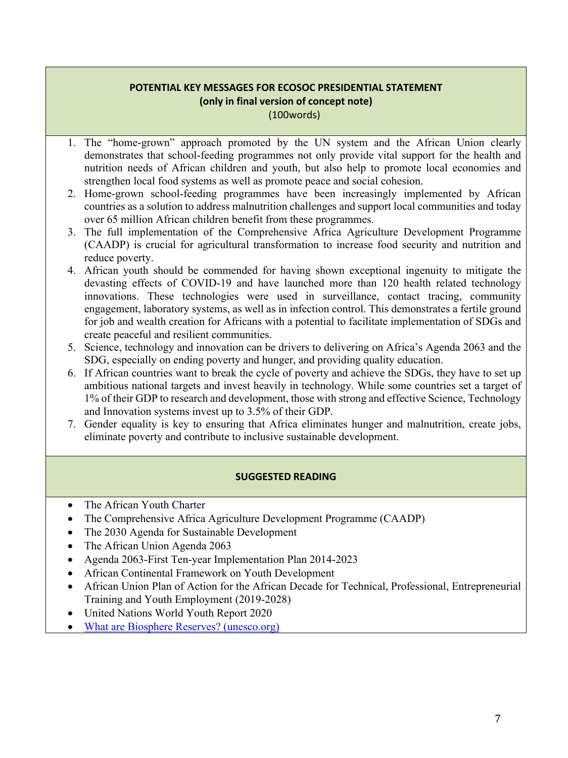**POTENTIAL KEY MESSAGES FOR ECOSOC PRESIDENTIAL STATEMENT**
**(only in final version of concept note)**
(100words)

1. The "home-grown" approach promoted by the UN system and the African Union clearly demonstrates that school-feeding programmes not only provide vital support for the health and nutrition needs of African children and youth, but also help to promote local economies and strengthen local food systems as well as promote peace and social cohesion.
2. Home-grown school-feeding programmes have been increasingly implemented by African countries as a solution to address malnutrition challenges and support local communities and today over 65 million African children benefit from these programmes.
3. The full implementation of the Comprehensive Africa Agriculture Development Programme (CAADP) is crucial for agricultural transformation to increase food security and nutrition and reduce poverty.
4. African youth should be commended for having shown exceptional ingenuity to mitigate the devasting effects of COVID-19 and have launched more than 120 health related technology innovations. These technologies were used in surveillance, contact tracing, community engagement, laboratory systems, as well as in infection control. This demonstrates a fertile ground for job and wealth creation for Africans with a potential to facilitate implementation of SDGs and create peaceful and resilient communities.
5. Science, technology and innovation can be drivers to delivering on Africa's Agenda 2063 and the SDG, especially on ending poverty and hunger, and providing quality education.
6. If African countries want to break the cycle of poverty and achieve the SDGs, they have to set up ambitious national targets and invest heavily in technology. While some countries set a target of 1% of their GDP to research and development, those with strong and effective Science, Technology and Innovation systems invest up to 3.5% of their GDP.
7. Gender equality is key to ensuring that Africa eliminates hunger and malnutrition, create jobs, eliminate poverty and contribute to inclusive sustainable development.

**SUGGESTED READING**

- The African Youth Charter
- The Comprehensive Africa Agriculture Development Programme (CAADP)
- The 2030 Agenda for Sustainable Development
- The African Union Agenda 2063
- Agenda 2063-First Ten-year Implementation Plan 2014-2023
- African Continental Framework on Youth Development
- African Union Plan of Action for the African Decade for Technical, Professional, Entrepreneurial Training and Youth Employment (2019-2028)
- United Nations World Youth Report 2020
- What are Biosphere Reserves? (unesco.org)